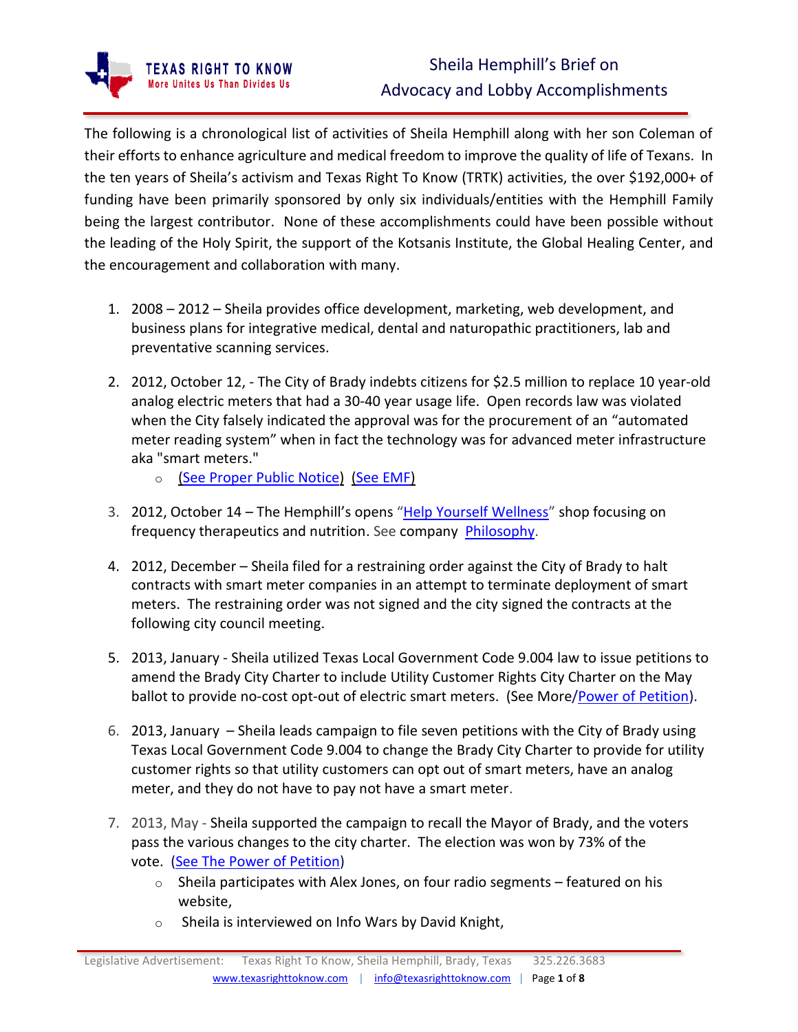TEXAS RIGHT TO KNOW
More Unites Us Than Divides Us

# Sheila Hemphill's Brief on Advocacy and Lobby Accomplishments

The following is a chronological list of activities of Sheila Hemphill along with her son Coleman of their efforts to enhance agriculture and medical freedom to improve the quality of life of Texans. In the ten years of Sheila's activism and Texas Right To Know (TRTK) activities, the over $192,000+ of funding have been primarily sponsored by only six individuals/entities with the Hemphill Family being the largest contributor. None of these accomplishments could have been possible without the leading of the Holy Spirit, the support of the Kotsanis Institute, the Global Healing Center, and the encouragement and collaboration with many.

1. 2008 – 2012 – Sheila provides office development, marketing, web development, and business plans for integrative medical, dental and naturopathic practitioners, lab and preventative scanning services.

2. 2012, October 12, - The City of Brady indebts citizens for $2.5 million to replace 10 year-old analog electric meters that had a 30-40 year usage life. Open records law was violated when the City falsely indicated the approval was for the procurement of an "automated meter reading system" when in fact the technology was for advanced meter infrastructure aka "smart meters."
   - (See Proper Public Notice) (See EMF)

3. 2012, October 14 – The Hemphill's opens "Help Yourself Wellness" shop focusing on frequency therapeutics and nutrition. See company Philosophy.

4. 2012, December – Sheila filed for a restraining order against the City of Brady to halt contracts with smart meter companies in an attempt to terminate deployment of smart meters. The restraining order was not signed and the city signed the contracts at the following city council meeting.

5. 2013, January - Sheila utilized Texas Local Government Code 9.004 law to issue petitions to amend the Brady City Charter to include Utility Customer Rights City Charter on the May ballot to provide no-cost opt-out of electric smart meters. (See More/Power of Petition).

6. 2013, January – Sheila leads campaign to file seven petitions with the City of Brady using Texas Local Government Code 9.004 to change the Brady City Charter to provide for utility customer rights so that utility customers can opt out of smart meters, have an analog meter, and they do not have to pay not have a smart meter.

7. 2013, May - Sheila supported the campaign to recall the Mayor of Brady, and the voters pass the various changes to the city charter. The election was won by 73% of the vote. (See The Power of Petition)
   - Sheila participates with Alex Jones, on four radio segments – featured on his website,
   - Sheila is interviewed on Info Wars by David Knight,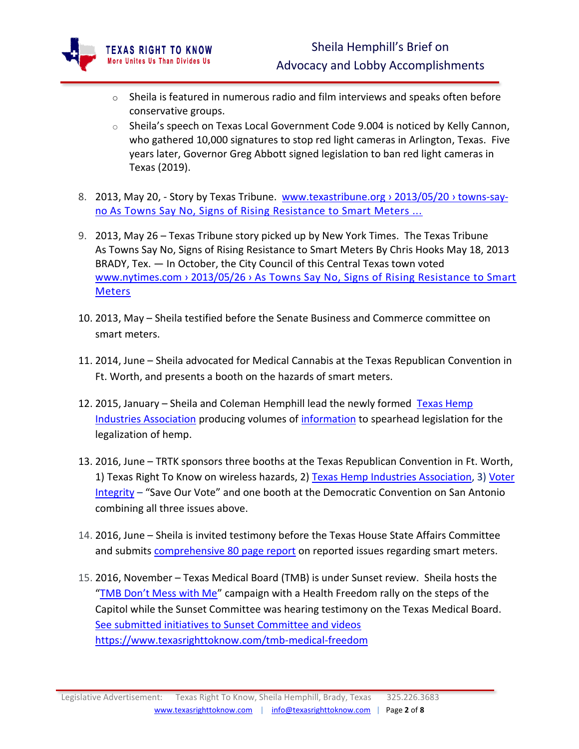- Sheila is featured in numerous radio and film interviews and speaks often before conservative groups.
- Sheila's speech on Texas Local Government Code 9.004 is noticed by Kelly Cannon, who gathered 10,000 signatures to stop red light cameras in Arlington, Texas. Five years later, Governor Greg Abbott signed legislation to ban red light cameras in Texas (2019).

8. 2013, May 20, - Story by Texas Tribune. www.texastribune.org › 2013/05/20 › towns-say-no As Towns Say No, Signs of Rising Resistance to Smart Meters ...

9. 2013, May 26 – Texas Tribune story picked up by New York Times. The Texas Tribune As Towns Say No, Signs of Rising Resistance to Smart Meters By Chris Hooks May 18, 2013 BRADY, Tex. — In October, the City Council of this Central Texas town voted www.nytimes.com › 2013/05/26 › As Towns Say No, Signs of Rising Resistance to Smart Meters

10. 2013, May – Sheila testified before the Senate Business and Commerce committee on smart meters.

11. 2014, June – Sheila advocated for Medical Cannabis at the Texas Republican Convention in Ft. Worth, and presents a booth on the hazards of smart meters.

12. 2015, January – Sheila and Coleman Hemphill lead the newly formed Texas Hemp Industries Association producing volumes of information to spearhead legislation for the legalization of hemp.

13. 2016, June – TRTK sponsors three booths at the Texas Republican Convention in Ft. Worth, 1) Texas Right To Know on wireless hazards, 2) Texas Hemp Industries Association, 3) Voter Integrity – "Save Our Vote" and one booth at the Democratic Convention on San Antonio combining all three issues above.

14. 2016, June – Sheila is invited testimony before the Texas House State Affairs Committee and submits comprehensive 80 page report on reported issues regarding smart meters.

15. 2016, November – Texas Medical Board (TMB) is under Sunset review. Sheila hosts the "TMB Don't Mess with Me" campaign with a Health Freedom rally on the steps of the Capitol while the Sunset Committee was hearing testimony on the Texas Medical Board. See submitted initiatives to Sunset Committee and videos https://www.texasrighttoknow.com/tmb-medical-freedom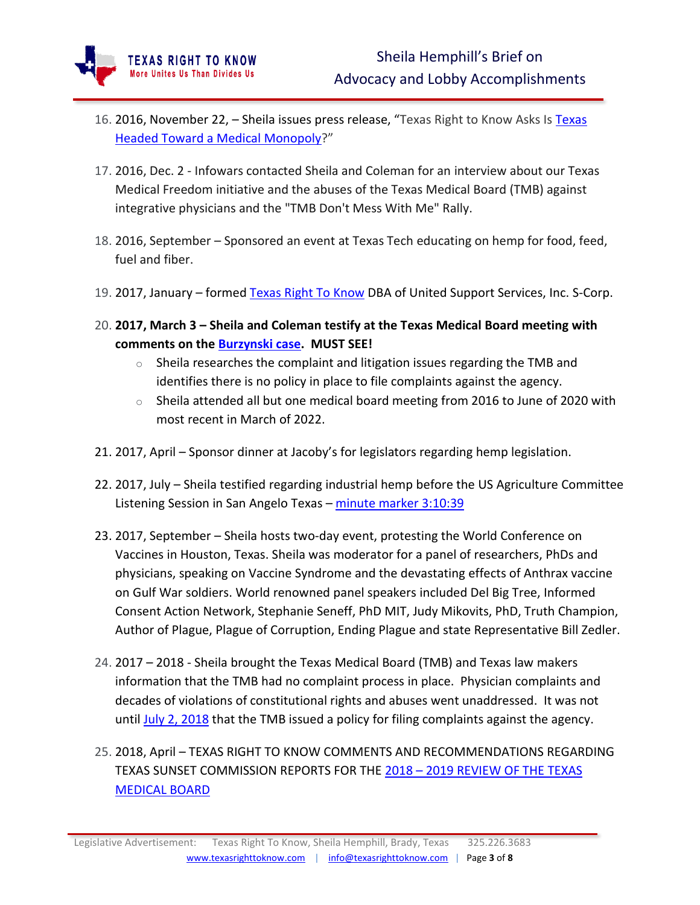16. 2016, November 22, – Sheila issues press release, "Texas Right to Know Asks Is Texas Headed Toward a Medical Monopoly?"

17. 2016, Dec. 2 - Infowars contacted Sheila and Coleman for an interview about our Texas Medical Freedom initiative and the abuses of the Texas Medical Board (TMB) against integrative physicians and the "TMB Don't Mess With Me" Rally.

18. 2016, September – Sponsored an event at Texas Tech educating on hemp for food, feed, fuel and fiber.

19. 2017, January – formed Texas Right To Know DBA of United Support Services, Inc. S-Corp.

20. **2017, March 3 – Sheila and Coleman testify at the Texas Medical Board meeting with comments on the Burzynski case. MUST SEE!**
    - Sheila researches the complaint and litigation issues regarding the TMB and identifies there is no policy in place to file complaints against the agency.
    - Sheila attended all but one medical board meeting from 2016 to June of 2020 with most recent in March of 2022.

21. 2017, April – Sponsor dinner at Jacoby's for legislators regarding hemp legislation.

22. 2017, July – Sheila testified regarding industrial hemp before the US Agriculture Committee Listening Session in San Angelo Texas – minute marker 3:10:39

23. 2017, September – Sheila hosts two-day event, protesting the World Conference on Vaccines in Houston, Texas. Sheila was moderator for a panel of researchers, PhDs and physicians, speaking on Vaccine Syndrome and the devastating effects of Anthrax vaccine on Gulf War soldiers. World renowned panel speakers included Del Big Tree, Informed Consent Action Network, Stephanie Seneff, PhD MIT, Judy Mikovits, PhD, Truth Champion, Author of Plague, Plague of Corruption, Ending Plague and state Representative Bill Zedler.

24. 2017 – 2018 - Sheila brought the Texas Medical Board (TMB) and Texas law makers information that the TMB had no complaint process in place. Physician complaints and decades of violations of constitutional rights and abuses went unaddressed. It was not until July 2, 2018 that the TMB issued a policy for filing complaints against the agency.

25. 2018, April – TEXAS RIGHT TO KNOW COMMENTS AND RECOMMENDATIONS REGARDING TEXAS SUNSET COMMISSION REPORTS FOR THE 2018 – 2019 REVIEW OF THE TEXAS MEDICAL BOARD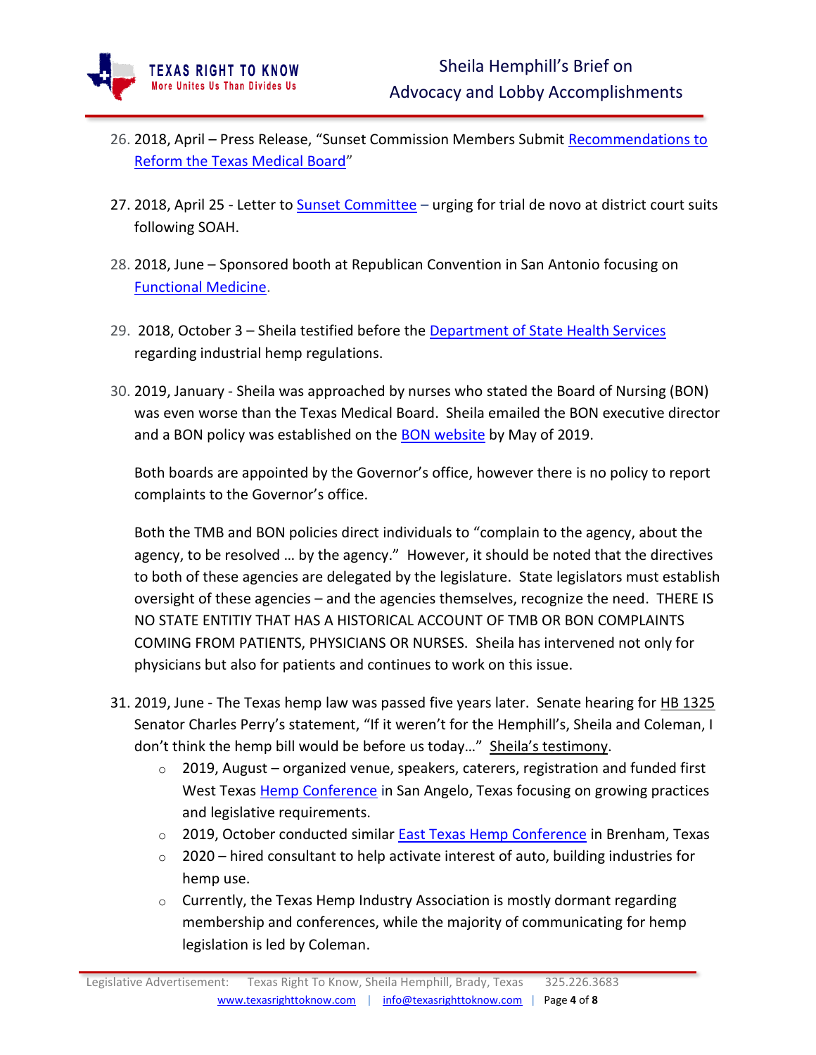26. 2018, April – Press Release, "Sunset Commission Members Submit Recommendations to Reform the Texas Medical Board"

27. 2018, April 25 - Letter to Sunset Committee – urging for trial de novo at district court suits following SOAH.

28. 2018, June – Sponsored booth at Republican Convention in San Antonio focusing on Functional Medicine.

29. 2018, October 3 – Sheila testified before the Department of State Health Services regarding industrial hemp regulations.

30. 2019, January - Sheila was approached by nurses who stated the Board of Nursing (BON) was even worse than the Texas Medical Board. Sheila emailed the BON executive director and a BON policy was established on the BON website by May of 2019.

    Both boards are appointed by the Governor's office, however there is no policy to report complaints to the Governor's office.

    Both the TMB and BON policies direct individuals to "complain to the agency, about the agency, to be resolved … by the agency." However, it should be noted that the directives to both of these agencies are delegated by the legislature. State legislators must establish oversight of these agencies – and the agencies themselves, recognize the need. THERE IS NO STATE ENTITIY THAT HAS A HISTORICAL ACCOUNT OF TMB OR BON COMPLAINTS COMING FROM PATIENTS, PHYSICIANS OR NURSES. Sheila has intervened not only for physicians but also for patients and continues to work on this issue.

31. 2019, June - The Texas hemp law was passed five years later. Senate hearing for HB 1325 Senator Charles Perry's statement, "If it weren't for the Hemphill's, Sheila and Coleman, I don't think the hemp bill would be before us today…" Sheila's testimony.
    - 2019, August – organized venue, speakers, caterers, registration and funded first West Texas Hemp Conference in San Angelo, Texas focusing on growing practices and legislative requirements.
    - 2019, October conducted similar East Texas Hemp Conference in Brenham, Texas
    - 2020 – hired consultant to help activate interest of auto, building industries for hemp use.
    - Currently, the Texas Hemp Industry Association is mostly dormant regarding membership and conferences, while the majority of communicating for hemp legislation is led by Coleman.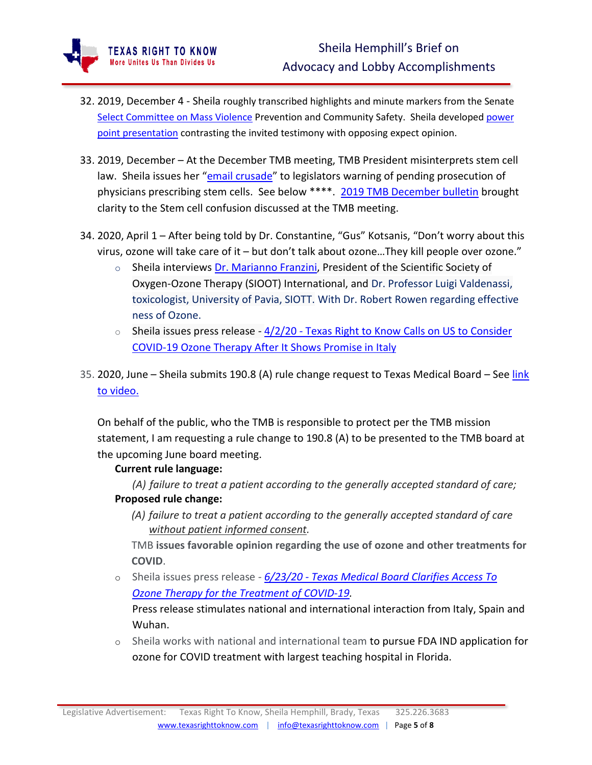32. 2019, December 4 - Sheila roughly transcribed highlights and minute markers from the Senate Select Committee on Mass Violence Prevention and Community Safety. Sheila developed power point presentation contrasting the invited testimony with opposing expect opinion.

33. 2019, December – At the December TMB meeting, TMB President misinterprets stem cell law. Sheila issues her "email crusade" to legislators warning of pending prosecution of physicians prescribing stem cells. See below ****. 2019 TMB December bulletin brought clarity to the Stem cell confusion discussed at the TMB meeting.

34. 2020, April 1 – After being told by Dr. Constantine, "Gus" Kotsanis, "Don't worry about this virus, ozone will take care of it – but don't talk about ozone…They kill people over ozone."
    - Sheila interviews Dr. Marianno Franzini, President of the Scientific Society of Oxygen-Ozone Therapy (SIOOT) International, and Dr. Professor Luigi Valdenassi, toxicologist, University of Pavia, SIOTT. With Dr. Robert Rowen regarding effective ness of Ozone.
    - Sheila issues press release - 4/2/20 - Texas Right to Know Calls on US to Consider COVID-19 Ozone Therapy After It Shows Promise in Italy

35. 2020, June – Sheila submits 190.8 (A) rule change request to Texas Medical Board – See link to video.

    On behalf of the public, who the TMB is responsible to protect per the TMB mission statement, I am requesting a rule change to 190.8 (A) to be presented to the TMB board at the upcoming June board meeting.

    **Current rule language:**

    *(A) failure to treat a patient according to the generally accepted standard of care;*

    **Proposed rule change:**

    *(A) failure to treat a patient according to the generally accepted standard of care without patient informed consent.*

    TMB **issues favorable opinion regarding the use of ozone and other treatments for COVID**.

    - Sheila issues press release - *6/23/20 - Texas Medical Board Clarifies Access To Ozone Therapy for the Treatment of COVID-19*.
      Press release stimulates national and international interaction from Italy, Spain and Wuhan.
    - Sheila works with national and international team to pursue FDA IND application for ozone for COVID treatment with largest teaching hospital in Florida.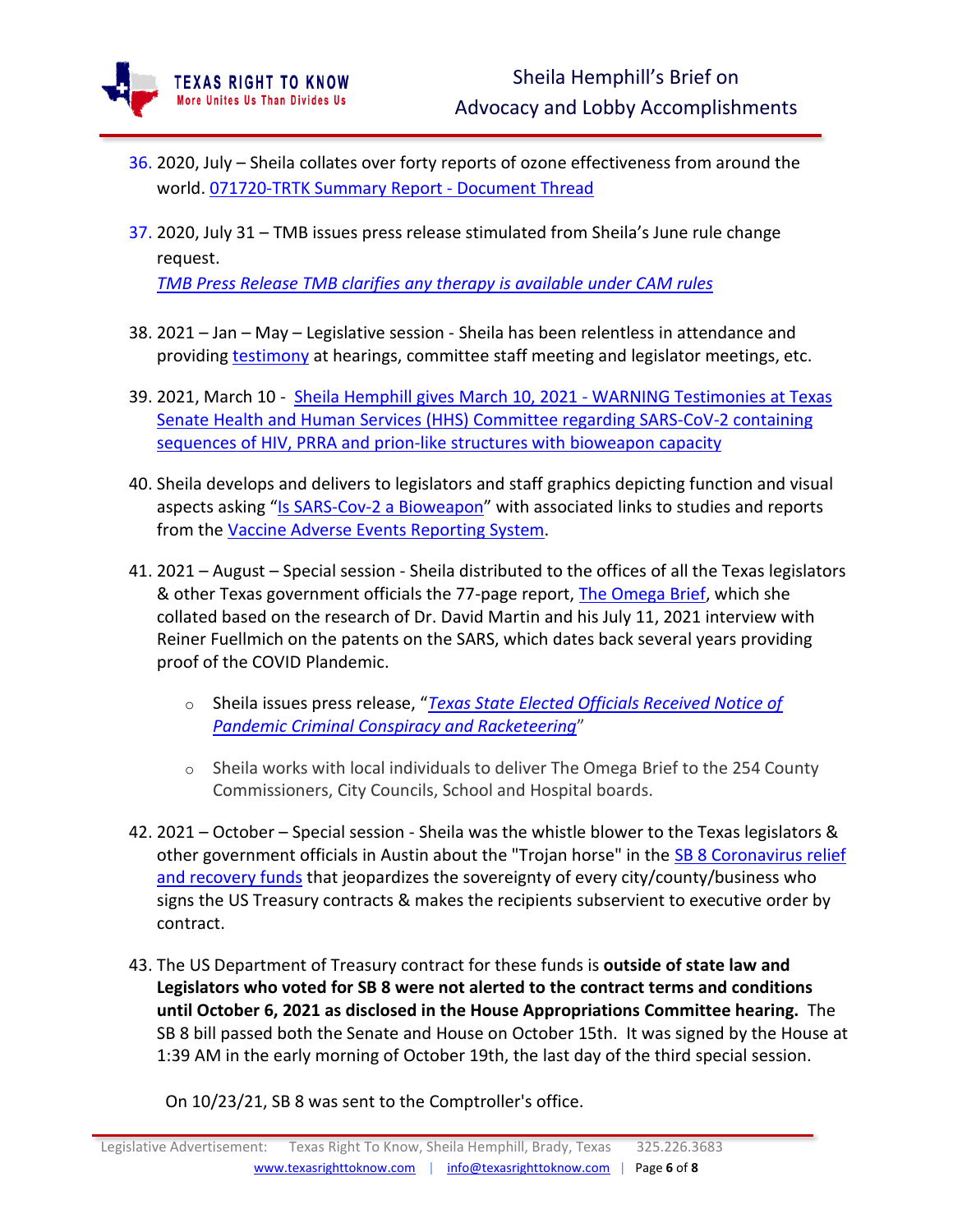36. 2020, July – Sheila collates over forty reports of ozone effectiveness from around the world. 071720-TRTK Summary Report - Document Thread

37. 2020, July 31 – TMB issues press release stimulated from Sheila's June rule change request.
    *TMB Press Release TMB clarifies any therapy is available under CAM rules*

38. 2021 – Jan – May – Legislative session - Sheila has been relentless in attendance and providing testimony at hearings, committee staff meeting and legislator meetings, etc.

39. 2021, March 10 - Sheila Hemphill gives March 10, 2021 - WARNING Testimonies at Texas Senate Health and Human Services (HHS) Committee regarding SARS-CoV-2 containing sequences of HIV, PRRA and prion-like structures with bioweapon capacity

40. Sheila develops and delivers to legislators and staff graphics depicting function and visual aspects asking "Is SARS-Cov-2 a Bioweapon" with associated links to studies and reports from the Vaccine Adverse Events Reporting System.

41. 2021 – August – Special session - Sheila distributed to the offices of all the Texas legislators & other Texas government officials the 77-page report, The Omega Brief, which she collated based on the research of Dr. David Martin and his July 11, 2021 interview with Reiner Fuellmich on the patents on the SARS, which dates back several years providing proof of the COVID Plandemic.
    - Sheila issues press release, "*Texas State Elected Officials Received Notice of Pandemic Criminal Conspiracy and Racketeering*"
    - Sheila works with local individuals to deliver The Omega Brief to the 254 County Commissioners, City Councils, School and Hospital boards.

42. 2021 – October – Special session - Sheila was the whistle blower to the Texas legislators & other government officials in Austin about the "Trojan horse" in the SB 8 Coronavirus relief and recovery funds that jeopardizes the sovereignty of every city/county/business who signs the US Treasury contracts & makes the recipients subservient to executive order by contract.

43. The US Department of Treasury contract for these funds is **outside of state law and Legislators who voted for SB 8 were not alerted to the contract terms and conditions until October 6, 2021 as disclosed in the House Appropriations Committee hearing.** The SB 8 bill passed both the Senate and House on October 15th. It was signed by the House at 1:39 AM in the early morning of October 19th, the last day of the third special session.

    On 10/23/21, SB 8 was sent to the Comptroller's office.

Legislative Advertisement: Texas Right To Know, Sheila Hemphill, Brady, Texas 325.226.3683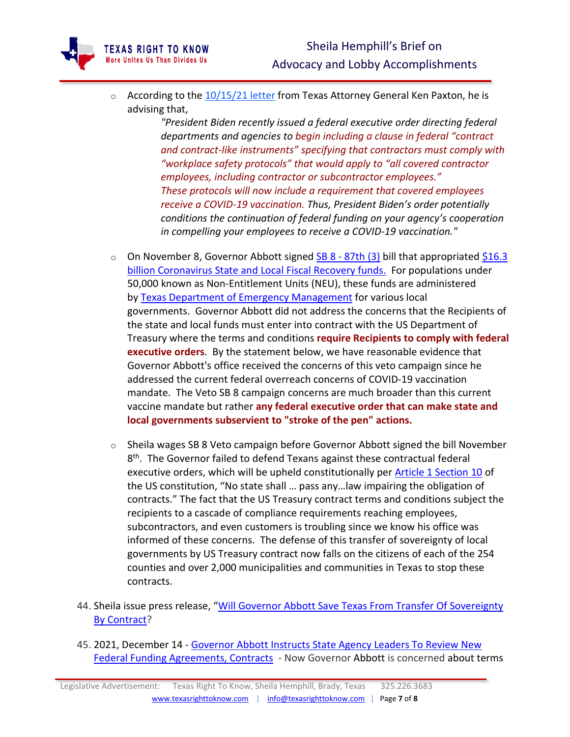- According to the [10/15/21 letter] from Texas Attorney General Ken Paxton, he is advising that,

  > *"President Biden recently issued a federal executive order directing federal departments and agencies to begin including a clause in federal "contract and contract-like instruments" specifying that contractors must comply with "workplace safety protocols" that would apply to "all covered contractor employees, including contractor or subcontractor employees." These protocols will now include a requirement that covered employees receive a COVID-19 vaccination. Thus, President Biden's order potentially conditions the continuation of federal funding on your agency's cooperation in compelling your employees to receive a COVID-19 vaccination."*

- On November 8, Governor Abbott signed SB 8 - 87th (3) bill that appropriated $16.3 billion Coronavirus State and Local Fiscal Recovery funds. For populations under 50,000 known as Non-Entitlement Units (NEU), these funds are administered by Texas Department of Emergency Management for various local governments. Governor Abbott did not address the concerns that the Recipients of the state and local funds must enter into contract with the US Department of Treasury where the terms and conditions **require Recipients to comply with federal executive orders**. By the statement below, we have reasonable evidence that Governor Abbott's office received the concerns of this veto campaign since he addressed the current federal overreach concerns of COVID-19 vaccination mandate. The Veto SB 8 campaign concerns are much broader than this current vaccine mandate but rather **any federal executive order that can make state and local governments subservient to "stroke of the pen" actions.**

- Sheila wages SB 8 Veto campaign before Governor Abbott signed the bill November 8th. The Governor failed to defend Texans against these contractual federal executive orders, which will be upheld constitutionally per Article 1 Section 10 of the US constitution, "No state shall … pass any…law impairing the obligation of contracts." The fact that the US Treasury contract terms and conditions subject the recipients to a cascade of compliance requirements reaching employees, subcontractors, and even customers is troubling since we know his office was informed of these concerns. The defense of this transfer of sovereignty of local governments by US Treasury contract now falls on the citizens of each of the 254 counties and over 2,000 municipalities and communities in Texas to stop these contracts.

44. Sheila issue press release, "Will Governor Abbott Save Texas From Transfer Of Sovereignty By Contract?
45. 2021, December 14 - Governor Abbott Instructs State Agency Leaders To Review New Federal Funding Agreements, Contracts - Now Governor Abbott is concerned about terms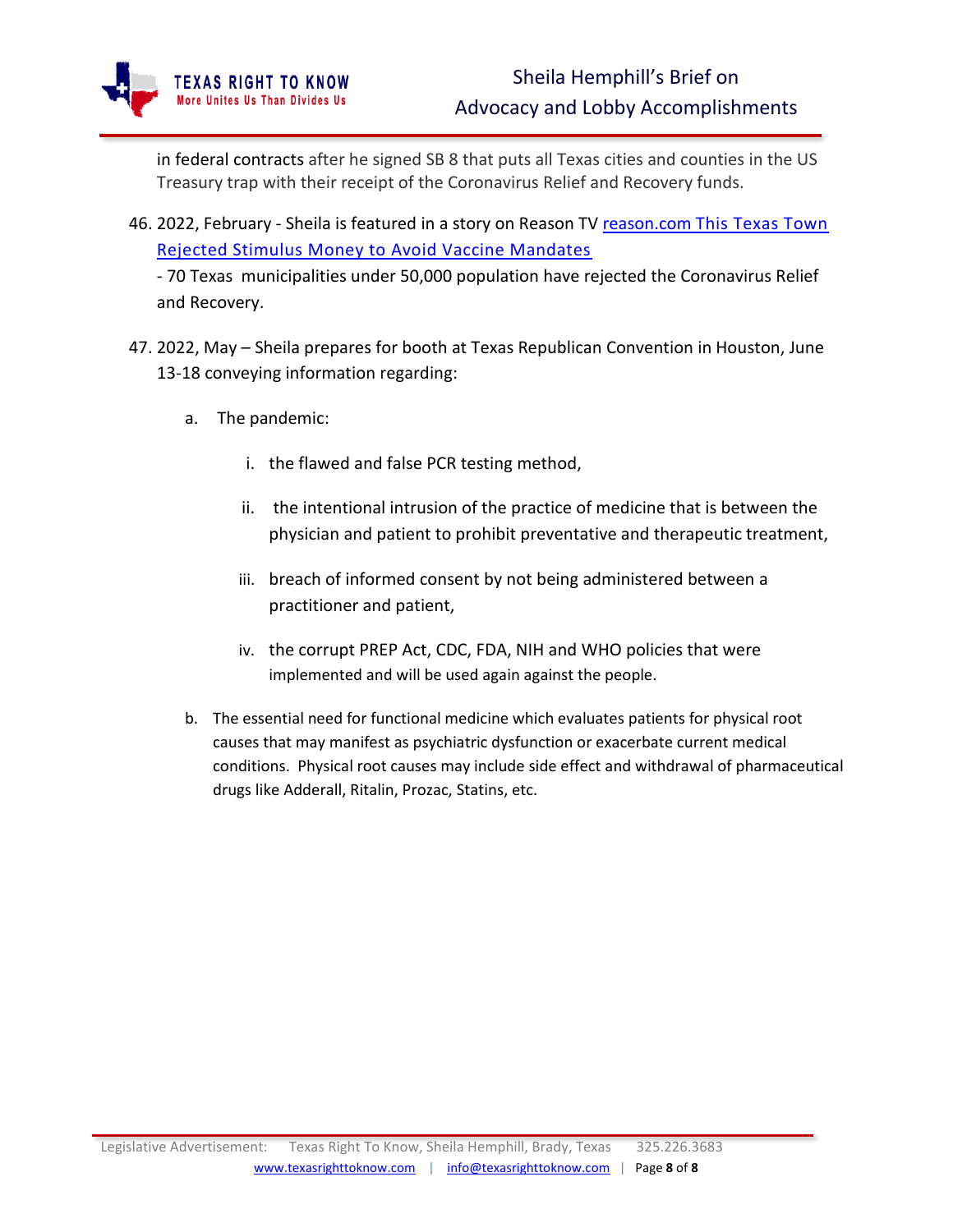in federal contracts after he signed SB 8 that puts all Texas cities and counties in the US Treasury trap with their receipt of the Coronavirus Relief and Recovery funds.

46. 2022, February - Sheila is featured in a story on Reason TV [reason.com This Texas Town Rejected Stimulus Money to Avoid Vaccine Mandates](reason.com)
   - 70 Texas municipalities under 50,000 population have rejected the Coronavirus Relief and Recovery.

47. 2022, May – Sheila prepares for booth at Texas Republican Convention in Houston, June 13-18 conveying information regarding:

   a. The pandemic:

      i. the flawed and false PCR testing method,

      ii. the intentional intrusion of the practice of medicine that is between the physician and patient to prohibit preventative and therapeutic treatment,

      iii. breach of informed consent by not being administered between a practitioner and patient,

      iv. the corrupt PREP Act, CDC, FDA, NIH and WHO policies that were implemented and will be used again against the people.

   b. The essential need for functional medicine which evaluates patients for physical root causes that may manifest as psychiatric dysfunction or exacerbate current medical conditions. Physical root causes may include side effect and withdrawal of pharmaceutical drugs like Adderall, Ritalin, Prozac, Statins, etc.